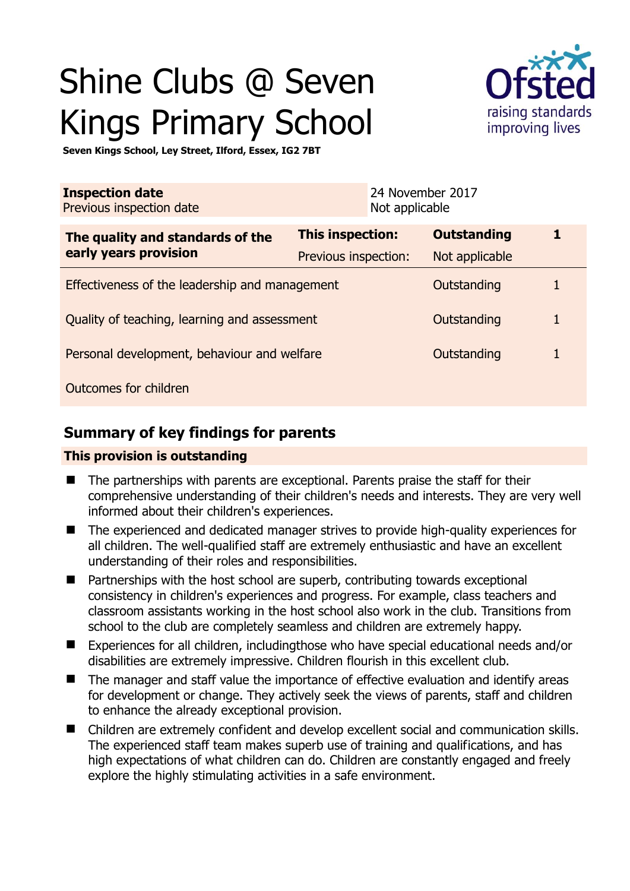# Shine Clubs @ Seven Kings Primary School

**Seven Kings School, Ley Street, Ilford, Essex, IG2 7BT**

| **Inspection date** | 24 November 2017 |
| --- | --- |
| Previous inspection date | Not applicable |

| **The quality and standards of the early years provision** | **This inspection:** | **Outstanding** | **1** |
| --- | --- | --- | --- |
| | Previous inspection: | Not applicable | |
| Effectiveness of the leadership and management | | Outstanding | 1 |
| Quality of teaching, learning and assessment | | Outstanding | 1 |
| Personal development, behaviour and welfare | | Outstanding | 1 |
| Outcomes for children | | | |

## Summary of key findings for parents

**This provision is outstanding**

- The partnerships with parents are exceptional. Parents praise the staff for their comprehensive understanding of their children's needs and interests. They are very well informed about their children's experiences.
- The experienced and dedicated manager strives to provide high-quality experiences for all children. The well-qualified staff are extremely enthusiastic and have an excellent understanding of their roles and responsibilities.
- Partnerships with the host school are superb, contributing towards exceptional consistency in children's experiences and progress. For example, class teachers and classroom assistants working in the host school also work in the club. Transitions from school to the club are completely seamless and children are extremely happy.
- Experiences for all children, includingthose who have special educational needs and/or disabilities are extremely impressive. Children flourish in this excellent club.
- The manager and staff value the importance of effective evaluation and identify areas for development or change. They actively seek the views of parents, staff and children to enhance the already exceptional provision.
- Children are extremely confident and develop excellent social and communication skills. The experienced staff team makes superb use of training and qualifications, and has high expectations of what children can do. Children are constantly engaged and freely explore the highly stimulating activities in a safe environment.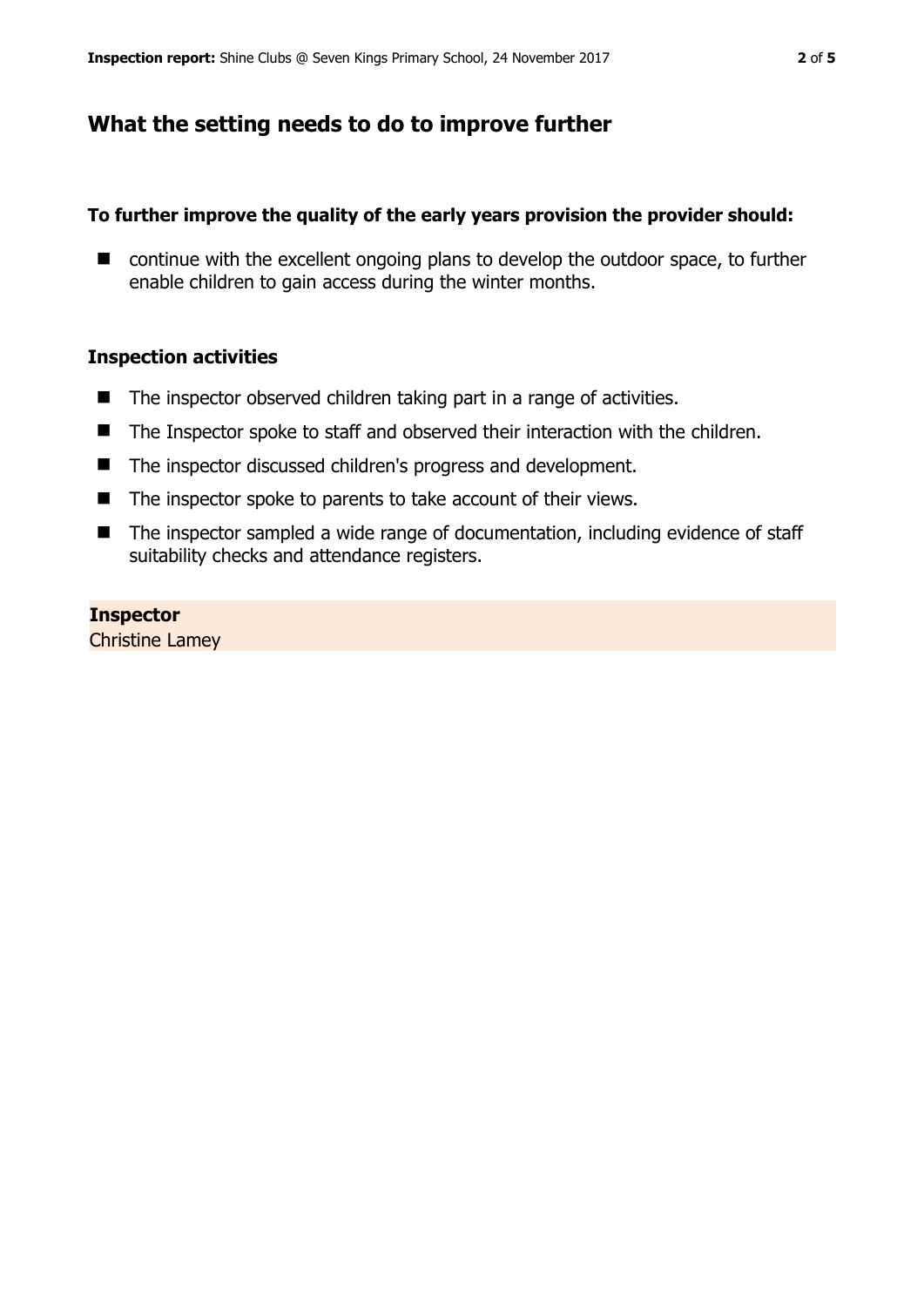## What the setting needs to do to improve further

**To further improve the quality of the early years provision the provider should:**

- continue with the excellent ongoing plans to develop the outdoor space, to further enable children to gain access during the winter months.

### Inspection activities

- The inspector observed children taking part in a range of activities.
- The Inspector spoke to staff and observed their interaction with the children.
- The inspector discussed children's progress and development.
- The inspector spoke to parents to take account of their views.
- The inspector sampled a wide range of documentation, including evidence of staff suitability checks and attendance registers.

**Inspector**
Christine Lamey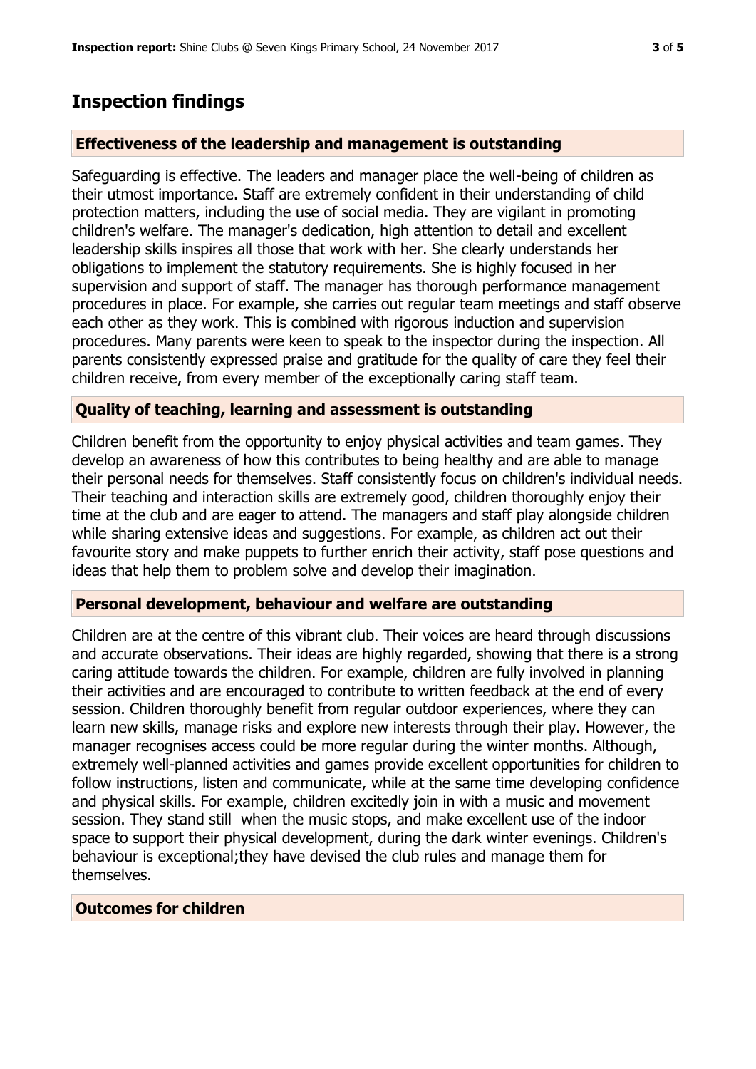## Inspection findings

### Effectiveness of the leadership and management is outstanding

Safeguarding is effective. The leaders and manager place the well-being of children as their utmost importance. Staff are extremely confident in their understanding of child protection matters, including the use of social media. They are vigilant in promoting children's welfare. The manager's dedication, high attention to detail and excellent leadership skills inspires all those that work with her. She clearly understands her obligations to implement the statutory requirements. She is highly focused in her supervision and support of staff. The manager has thorough performance management procedures in place. For example, she carries out regular team meetings and staff observe each other as they work. This is combined with rigorous induction and supervision procedures. Many parents were keen to speak to the inspector during the inspection. All parents consistently expressed praise and gratitude for the quality of care they feel their children receive, from every member of the exceptionally caring staff team.

### Quality of teaching, learning and assessment is outstanding

Children benefit from the opportunity to enjoy physical activities and team games. They develop an awareness of how this contributes to being healthy and are able to manage their personal needs for themselves. Staff consistently focus on children's individual needs. Their teaching and interaction skills are extremely good, children thoroughly enjoy their time at the club and are eager to attend. The managers and staff play alongside children while sharing extensive ideas and suggestions. For example, as children act out their favourite story and make puppets to further enrich their activity, staff pose questions and ideas that help them to problem solve and develop their imagination.

### Personal development, behaviour and welfare are outstanding

Children are at the centre of this vibrant club. Their voices are heard through discussions and accurate observations. Their ideas are highly regarded, showing that there is a strong caring attitude towards the children. For example, children are fully involved in planning their activities and are encouraged to contribute to written feedback at the end of every session. Children thoroughly benefit from regular outdoor experiences, where they can learn new skills, manage risks and explore new interests through their play. However, the manager recognises access could be more regular during the winter months. Although, extremely well-planned activities and games provide excellent opportunities for children to follow instructions, listen and communicate, while at the same time developing confidence and physical skills. For example, children excitedly join in with a music and movement session. They stand still when the music stops, and make excellent use of the indoor space to support their physical development, during the dark winter evenings. Children's behaviour is exceptional;they have devised the club rules and manage them for themselves.

### Outcomes for children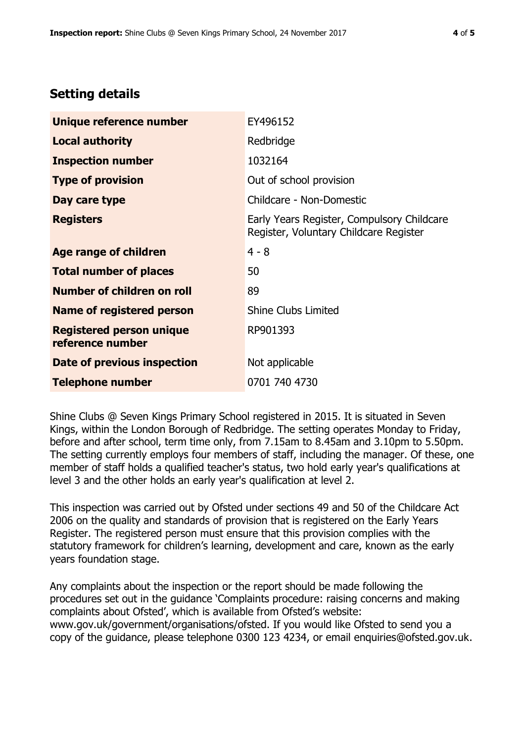## Setting details

| | |
|---|---|
| **Unique reference number** | EY496152 |
| **Local authority** | Redbridge |
| **Inspection number** | 1032164 |
| **Type of provision** | Out of school provision |
| **Day care type** | Childcare - Non-Domestic |
| **Registers** | Early Years Register, Compulsory Childcare Register, Voluntary Childcare Register |
| **Age range of children** | 4 - 8 |
| **Total number of places** | 50 |
| **Number of children on roll** | 89 |
| **Name of registered person** | Shine Clubs Limited |
| **Registered person unique reference number** | RP901393 |
| **Date of previous inspection** | Not applicable |
| **Telephone number** | 0701 740 4730 |

Shine Clubs @ Seven Kings Primary School registered in 2015. It is situated in Seven Kings, within the London Borough of Redbridge. The setting operates Monday to Friday, before and after school, term time only, from 7.15am to 8.45am and 3.10pm to 5.50pm. The setting currently employs four members of staff, including the manager. Of these, one member of staff holds a qualified teacher's status, two hold early year's qualifications at level 3 and the other holds an early year's qualification at level 2.

This inspection was carried out by Ofsted under sections 49 and 50 of the Childcare Act 2006 on the quality and standards of provision that is registered on the Early Years Register. The registered person must ensure that this provision complies with the statutory framework for children's learning, development and care, known as the early years foundation stage.

Any complaints about the inspection or the report should be made following the procedures set out in the guidance 'Complaints procedure: raising concerns and making complaints about Ofsted', which is available from Ofsted's website: www.gov.uk/government/organisations/ofsted. If you would like Ofsted to send you a copy of the guidance, please telephone 0300 123 4234, or email enquiries@ofsted.gov.uk.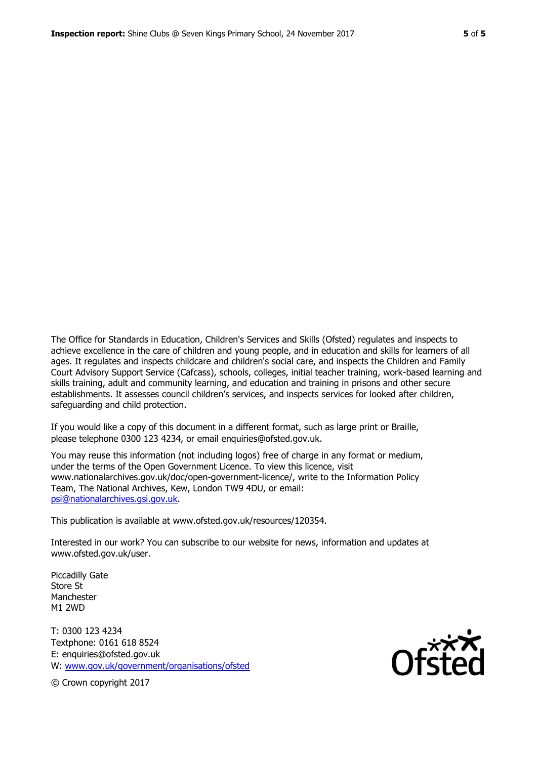The Office for Standards in Education, Children's Services and Skills (Ofsted) regulates and inspects to achieve excellence in the care of children and young people, and in education and skills for learners of all ages. It regulates and inspects childcare and children's social care, and inspects the Children and Family Court Advisory Support Service (Cafcass), schools, colleges, initial teacher training, work-based learning and skills training, adult and community learning, and education and training in prisons and other secure establishments. It assesses council children's services, and inspects services for looked after children, safeguarding and child protection.

If you would like a copy of this document in a different format, such as large print or Braille, please telephone 0300 123 4234, or email enquiries@ofsted.gov.uk.

You may reuse this information (not including logos) free of charge in any format or medium, under the terms of the Open Government Licence. To view this licence, visit www.nationalarchives.gov.uk/doc/open-government-licence/, write to the Information Policy Team, The National Archives, Kew, London TW9 4DU, or email: psi@nationalarchives.gsi.gov.uk.

This publication is available at www.ofsted.gov.uk/resources/120354.

Interested in our work? You can subscribe to our website for news, information and updates at www.ofsted.gov.uk/user.

Piccadilly Gate
Store St
Manchester
M1 2WD

T: 0300 123 4234
Textphone: 0161 618 8524
E: enquiries@ofsted.gov.uk
W: www.gov.uk/government/organisations/ofsted

© Crown copyright 2017